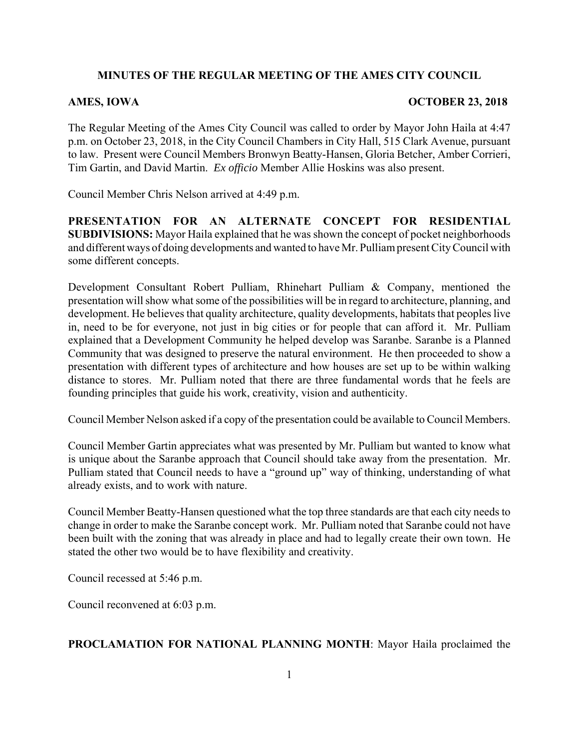# MINUTES OF THE REGULAR MEETING OF THE AMES CITY COUNCIL

**AMES, IOWA** **OCTOBER 23, 2018**

The Regular Meeting of the Ames City Council was called to order by Mayor John Haila at 4:47 p.m. on October 23, 2018, in the City Council Chambers in City Hall, 515 Clark Avenue, pursuant to law. Present were Council Members Bronwyn Beatty-Hansen, Gloria Betcher, Amber Corrieri, Tim Gartin, and David Martin. *Ex officio* Member Allie Hoskins was also present.

Council Member Chris Nelson arrived at 4:49 p.m.

**PRESENTATION FOR AN ALTERNATE CONCEPT FOR RESIDENTIAL SUBDIVISIONS:** Mayor Haila explained that he was shown the concept of pocket neighborhoods and different ways of doing developments and wanted to have Mr. Pulliam present City Council with some different concepts.

Development Consultant Robert Pulliam, Rhinehart Pulliam & Company, mentioned the presentation will show what some of the possibilities will be in regard to architecture, planning, and development. He believes that quality architecture, quality developments, habitats that peoples live in, need to be for everyone, not just in big cities or for people that can afford it. Mr. Pulliam explained that a Development Community he helped develop was Saranbe. Saranbe is a Planned Community that was designed to preserve the natural environment. He then proceeded to show a presentation with different types of architecture and how houses are set up to be within walking distance to stores. Mr. Pulliam noted that there are three fundamental words that he feels are founding principles that guide his work, creativity, vision and authenticity.

Council Member Nelson asked if a copy of the presentation could be available to Council Members.

Council Member Gartin appreciates what was presented by Mr. Pulliam but wanted to know what is unique about the Saranbe approach that Council should take away from the presentation. Mr. Pulliam stated that Council needs to have a "ground up" way of thinking, understanding of what already exists, and to work with nature.

Council Member Beatty-Hansen questioned what the top three standards are that each city needs to change in order to make the Saranbe concept work. Mr. Pulliam noted that Saranbe could not have been built with the zoning that was already in place and had to legally create their own town. He stated the other two would be to have flexibility and creativity.

Council recessed at 5:46 p.m.

Council reconvened at 6:03 p.m.

**PROCLAMATION FOR NATIONAL PLANNING MONTH**: Mayor Haila proclaimed the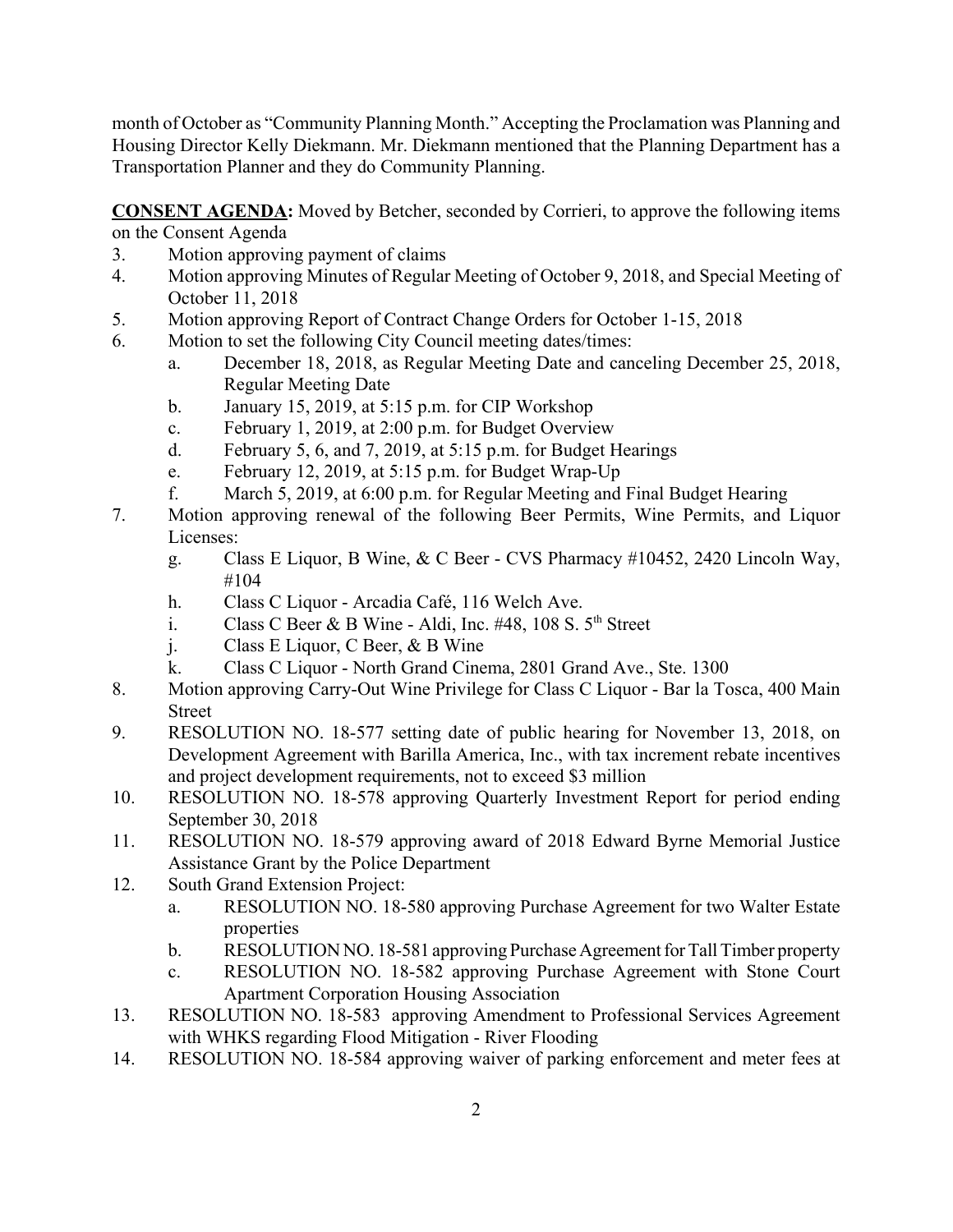month of October as "Community Planning Month." Accepting the Proclamation was Planning and Housing Director Kelly Diekmann. Mr. Diekmann mentioned that the Planning Department has a Transportation Planner and they do Community Planning.

**CONSENT AGENDA:** Moved by Betcher, seconded by Corrieri, to approve the following items on the Consent Agenda

3. Motion approving payment of claims
4. Motion approving Minutes of Regular Meeting of October 9, 2018, and Special Meeting of October 11, 2018
5. Motion approving Report of Contract Change Orders for October 1-15, 2018
6. Motion to set the following City Council meeting dates/times:
   - a. December 18, 2018, as Regular Meeting Date and canceling December 25, 2018, Regular Meeting Date
   - b. January 15, 2019, at 5:15 p.m. for CIP Workshop
   - c. February 1, 2019, at 2:00 p.m. for Budget Overview
   - d. February 5, 6, and 7, 2019, at 5:15 p.m. for Budget Hearings
   - e. February 12, 2019, at 5:15 p.m. for Budget Wrap-Up
   - f. March 5, 2019, at 6:00 p.m. for Regular Meeting and Final Budget Hearing
7. Motion approving renewal of the following Beer Permits, Wine Permits, and Liquor Licenses:
   - g. Class E Liquor, B Wine, & C Beer - CVS Pharmacy #10452, 2420 Lincoln Way, #104
   - h. Class C Liquor - Arcadia Café, 116 Welch Ave.
   - i. Class C Beer & B Wine - Aldi, Inc. #48, 108 S. 5th Street
   - j. Class E Liquor, C Beer, & B Wine
   - k. Class C Liquor - North Grand Cinema, 2801 Grand Ave., Ste. 1300
8. Motion approving Carry-Out Wine Privilege for Class C Liquor - Bar la Tosca, 400 Main Street
9. RESOLUTION NO. 18-577 setting date of public hearing for November 13, 2018, on Development Agreement with Barilla America, Inc., with tax increment rebate incentives and project development requirements, not to exceed $3 million
10. RESOLUTION NO. 18-578 approving Quarterly Investment Report for period ending September 30, 2018
11. RESOLUTION NO. 18-579 approving award of 2018 Edward Byrne Memorial Justice Assistance Grant by the Police Department
12. South Grand Extension Project:
    - a. RESOLUTION NO. 18-580 approving Purchase Agreement for two Walter Estate properties
    - b. RESOLUTION NO. 18-581 approving Purchase Agreement for Tall Timber property
    - c. RESOLUTION NO. 18-582 approving Purchase Agreement with Stone Court Apartment Corporation Housing Association
13. RESOLUTION NO. 18-583 approving Amendment to Professional Services Agreement with WHKS regarding Flood Mitigation - River Flooding
14. RESOLUTION NO. 18-584 approving waiver of parking enforcement and meter fees at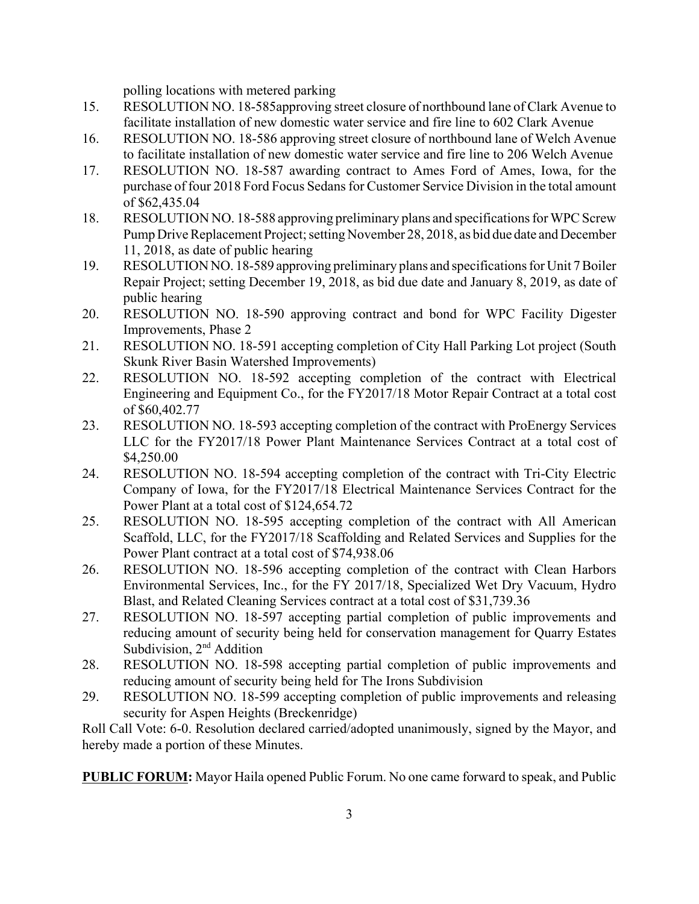polling locations with metered parking

15. RESOLUTION NO. 18-585approving street closure of northbound lane of Clark Avenue to facilitate installation of new domestic water service and fire line to 602 Clark Avenue
16. RESOLUTION NO. 18-586 approving street closure of northbound lane of Welch Avenue to facilitate installation of new domestic water service and fire line to 206 Welch Avenue
17. RESOLUTION NO. 18-587 awarding contract to Ames Ford of Ames, Iowa, for the purchase of four 2018 Ford Focus Sedans for Customer Service Division in the total amount of $62,435.04
18. RESOLUTION NO. 18-588 approving preliminary plans and specifications for WPC Screw Pump Drive Replacement Project; setting November 28, 2018, as bid due date and December 11, 2018, as date of public hearing
19. RESOLUTION NO. 18-589 approving preliminary plans and specifications for Unit 7 Boiler Repair Project; setting December 19, 2018, as bid due date and January 8, 2019, as date of public hearing
20. RESOLUTION NO. 18-590 approving contract and bond for WPC Facility Digester Improvements, Phase 2
21. RESOLUTION NO. 18-591 accepting completion of City Hall Parking Lot project (South Skunk River Basin Watershed Improvements)
22. RESOLUTION NO. 18-592 accepting completion of the contract with Electrical Engineering and Equipment Co., for the FY2017/18 Motor Repair Contract at a total cost of $60,402.77
23. RESOLUTION NO. 18-593 accepting completion of the contract with ProEnergy Services LLC for the FY2017/18 Power Plant Maintenance Services Contract at a total cost of $4,250.00
24. RESOLUTION NO. 18-594 accepting completion of the contract with Tri-City Electric Company of Iowa, for the FY2017/18 Electrical Maintenance Services Contract for the Power Plant at a total cost of $124,654.72
25. RESOLUTION NO. 18-595 accepting completion of the contract with All American Scaffold, LLC, for the FY2017/18 Scaffolding and Related Services and Supplies for the Power Plant contract at a total cost of $74,938.06
26. RESOLUTION NO. 18-596 accepting completion of the contract with Clean Harbors Environmental Services, Inc., for the FY 2017/18, Specialized Wet Dry Vacuum, Hydro Blast, and Related Cleaning Services contract at a total cost of $31,739.36
27. RESOLUTION NO. 18-597 accepting partial completion of public improvements and reducing amount of security being held for conservation management for Quarry Estates Subdivision, 2nd Addition
28. RESOLUTION NO. 18-598 accepting partial completion of public improvements and reducing amount of security being held for The Irons Subdivision
29. RESOLUTION NO. 18-599 accepting completion of public improvements and releasing security for Aspen Heights (Breckenridge)

Roll Call Vote: 6-0. Resolution declared carried/adopted unanimously, signed by the Mayor, and hereby made a portion of these Minutes.

**PUBLIC FORUM:** Mayor Haila opened Public Forum. No one came forward to speak, and Public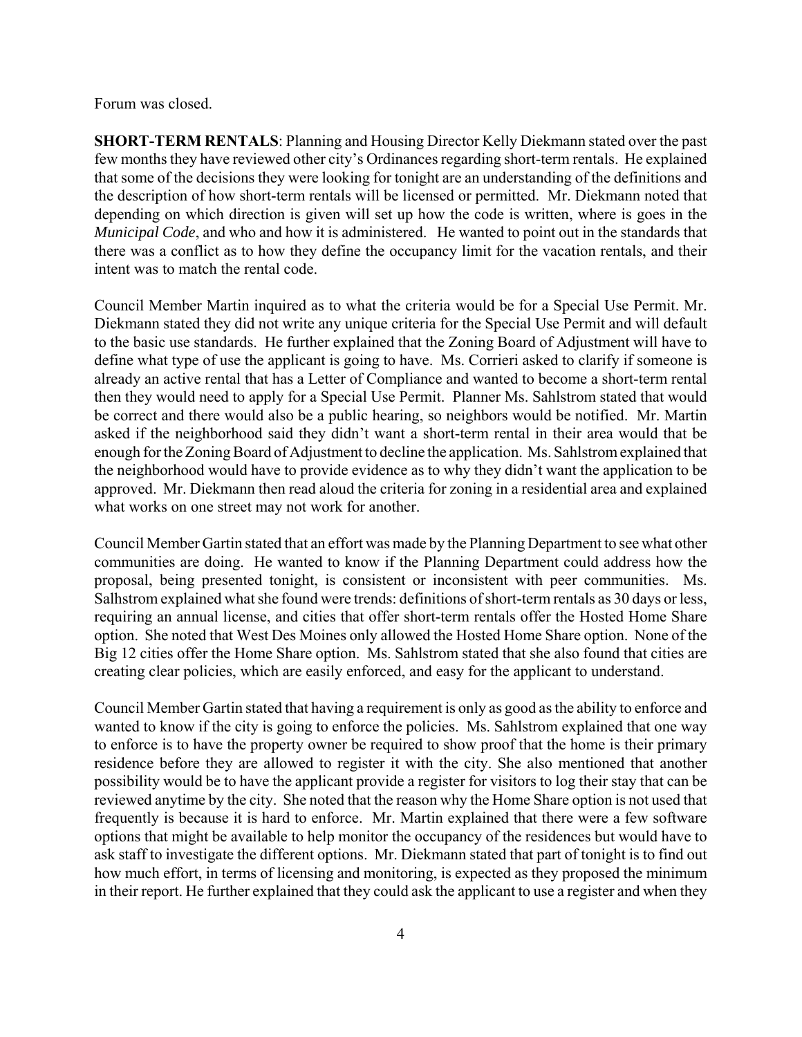Forum was closed.

**SHORT-TERM RENTALS**: Planning and Housing Director Kelly Diekmann stated over the past few months they have reviewed other city's Ordinances regarding short-term rentals. He explained that some of the decisions they were looking for tonight are an understanding of the definitions and the description of how short-term rentals will be licensed or permitted. Mr. Diekmann noted that depending on which direction is given will set up how the code is written, where is goes in the *Municipal Code*, and who and how it is administered. He wanted to point out in the standards that there was a conflict as to how they define the occupancy limit for the vacation rentals, and their intent was to match the rental code.

Council Member Martin inquired as to what the criteria would be for a Special Use Permit. Mr. Diekmann stated they did not write any unique criteria for the Special Use Permit and will default to the basic use standards. He further explained that the Zoning Board of Adjustment will have to define what type of use the applicant is going to have. Ms. Corrieri asked to clarify if someone is already an active rental that has a Letter of Compliance and wanted to become a short-term rental then they would need to apply for a Special Use Permit. Planner Ms. Sahlstrom stated that would be correct and there would also be a public hearing, so neighbors would be notified. Mr. Martin asked if the neighborhood said they didn't want a short-term rental in their area would that be enough for the Zoning Board of Adjustment to decline the application. Ms. Sahlstrom explained that the neighborhood would have to provide evidence as to why they didn't want the application to be approved. Mr. Diekmann then read aloud the criteria for zoning in a residential area and explained what works on one street may not work for another.

Council Member Gartin stated that an effort was made by the Planning Department to see what other communities are doing. He wanted to know if the Planning Department could address how the proposal, being presented tonight, is consistent or inconsistent with peer communities. Ms. Salhstrom explained what she found were trends: definitions of short-term rentals as 30 days or less, requiring an annual license, and cities that offer short-term rentals offer the Hosted Home Share option. She noted that West Des Moines only allowed the Hosted Home Share option. None of the Big 12 cities offer the Home Share option. Ms. Sahlstrom stated that she also found that cities are creating clear policies, which are easily enforced, and easy for the applicant to understand.

Council Member Gartin stated that having a requirement is only as good as the ability to enforce and wanted to know if the city is going to enforce the policies. Ms. Sahlstrom explained that one way to enforce is to have the property owner be required to show proof that the home is their primary residence before they are allowed to register it with the city. She also mentioned that another possibility would be to have the applicant provide a register for visitors to log their stay that can be reviewed anytime by the city. She noted that the reason why the Home Share option is not used that frequently is because it is hard to enforce. Mr. Martin explained that there were a few software options that might be available to help monitor the occupancy of the residences but would have to ask staff to investigate the different options. Mr. Diekmann stated that part of tonight is to find out how much effort, in terms of licensing and monitoring, is expected as they proposed the minimum in their report. He further explained that they could ask the applicant to use a register and when they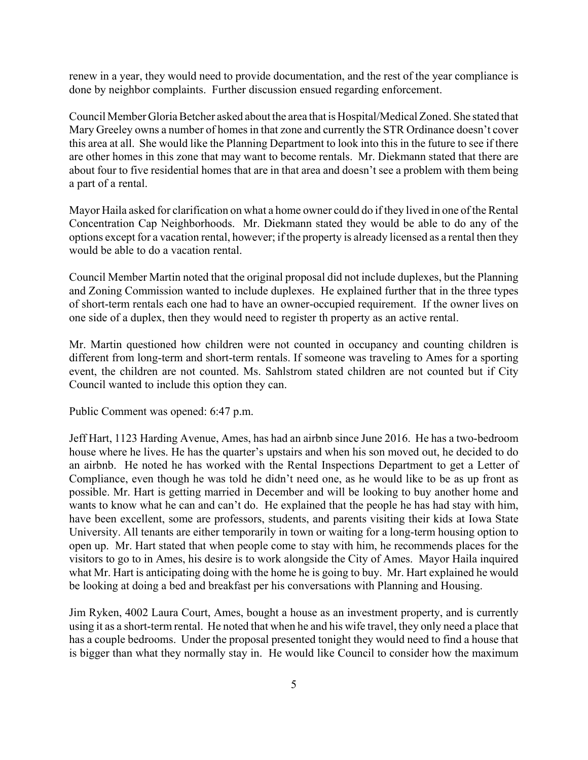renew in a year, they would need to provide documentation, and the rest of the year compliance is done by neighbor complaints. Further discussion ensued regarding enforcement.

Council Member Gloria Betcher asked about the area that is Hospital/Medical Zoned. She stated that Mary Greeley owns a number of homes in that zone and currently the STR Ordinance doesn't cover this area at all. She would like the Planning Department to look into this in the future to see if there are other homes in this zone that may want to become rentals. Mr. Diekmann stated that there are about four to five residential homes that are in that area and doesn't see a problem with them being a part of a rental.

Mayor Haila asked for clarification on what a home owner could do if they lived in one of the Rental Concentration Cap Neighborhoods. Mr. Diekmann stated they would be able to do any of the options except for a vacation rental, however; if the property is already licensed as a rental then they would be able to do a vacation rental.

Council Member Martin noted that the original proposal did not include duplexes, but the Planning and Zoning Commission wanted to include duplexes. He explained further that in the three types of short-term rentals each one had to have an owner-occupied requirement. If the owner lives on one side of a duplex, then they would need to register th property as an active rental.

Mr. Martin questioned how children were not counted in occupancy and counting children is different from long-term and short-term rentals. If someone was traveling to Ames for a sporting event, the children are not counted. Ms. Sahlstrom stated children are not counted but if City Council wanted to include this option they can.

Public Comment was opened: 6:47 p.m.

Jeff Hart, 1123 Harding Avenue, Ames, has had an airbnb since June 2016. He has a two-bedroom house where he lives. He has the quarter's upstairs and when his son moved out, he decided to do an airbnb. He noted he has worked with the Rental Inspections Department to get a Letter of Compliance, even though he was told he didn't need one, as he would like to be as up front as possible. Mr. Hart is getting married in December and will be looking to buy another home and wants to know what he can and can't do. He explained that the people he has had stay with him, have been excellent, some are professors, students, and parents visiting their kids at Iowa State University. All tenants are either temporarily in town or waiting for a long-term housing option to open up. Mr. Hart stated that when people come to stay with him, he recommends places for the visitors to go to in Ames, his desire is to work alongside the City of Ames. Mayor Haila inquired what Mr. Hart is anticipating doing with the home he is going to buy. Mr. Hart explained he would be looking at doing a bed and breakfast per his conversations with Planning and Housing.

Jim Ryken, 4002 Laura Court, Ames, bought a house as an investment property, and is currently using it as a short-term rental. He noted that when he and his wife travel, they only need a place that has a couple bedrooms. Under the proposal presented tonight they would need to find a house that is bigger than what they normally stay in. He would like Council to consider how the maximum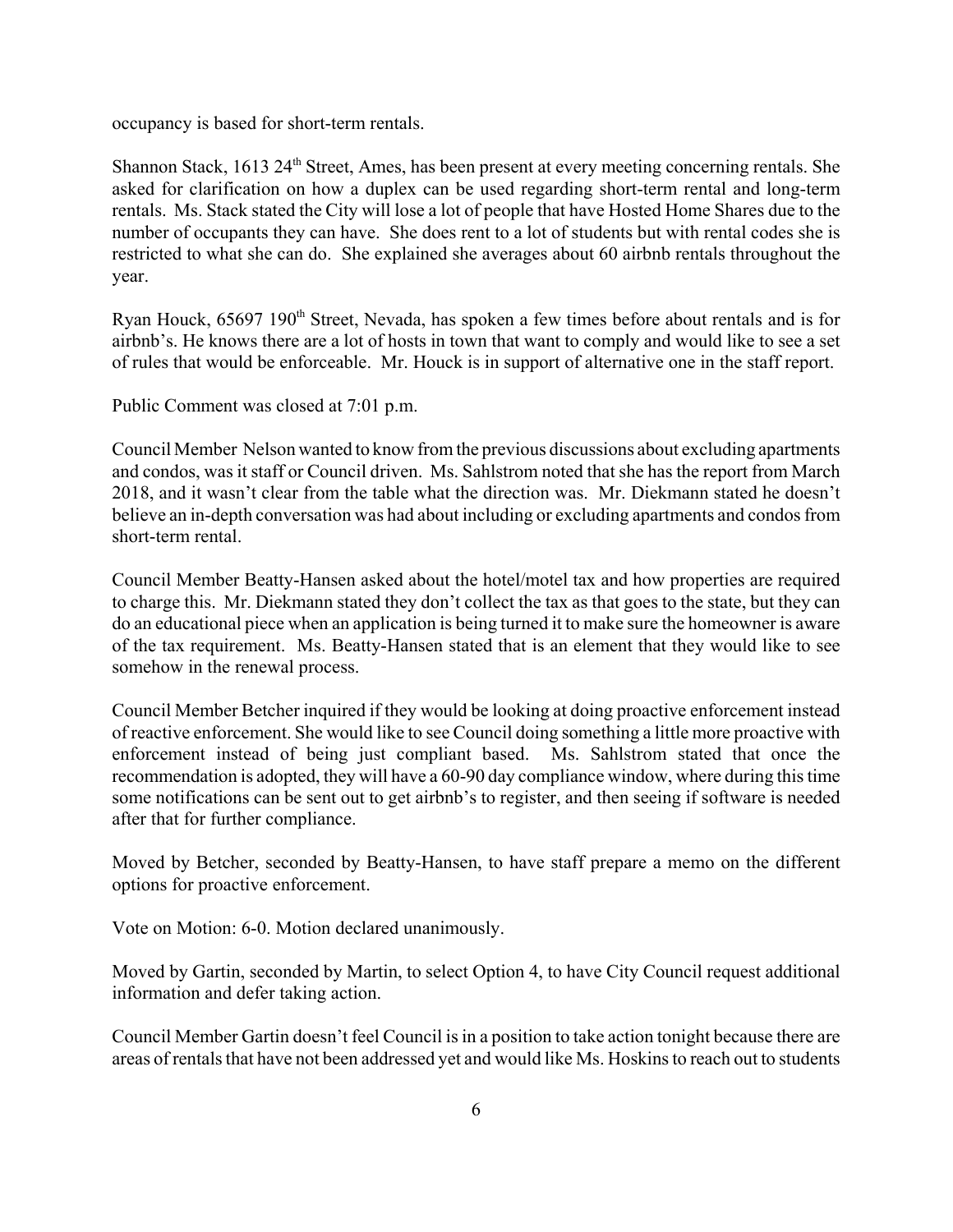occupancy is based for short-term rentals.

Shannon Stack, 1613 24th Street, Ames, has been present at every meeting concerning rentals. She asked for clarification on how a duplex can be used regarding short-term rental and long-term rentals. Ms. Stack stated the City will lose a lot of people that have Hosted Home Shares due to the number of occupants they can have. She does rent to a lot of students but with rental codes she is restricted to what she can do. She explained she averages about 60 airbnb rentals throughout the year.

Ryan Houck, 65697 190th Street, Nevada, has spoken a few times before about rentals and is for airbnb's. He knows there are a lot of hosts in town that want to comply and would like to see a set of rules that would be enforceable. Mr. Houck is in support of alternative one in the staff report.

Public Comment was closed at 7:01 p.m.

Council Member Nelson wanted to know from the previous discussions about excluding apartments and condos, was it staff or Council driven. Ms. Sahlstrom noted that she has the report from March 2018, and it wasn't clear from the table what the direction was. Mr. Diekmann stated he doesn't believe an in-depth conversation was had about including or excluding apartments and condos from short-term rental.

Council Member Beatty-Hansen asked about the hotel/motel tax and how properties are required to charge this. Mr. Diekmann stated they don't collect the tax as that goes to the state, but they can do an educational piece when an application is being turned it to make sure the homeowner is aware of the tax requirement. Ms. Beatty-Hansen stated that is an element that they would like to see somehow in the renewal process.

Council Member Betcher inquired if they would be looking at doing proactive enforcement instead of reactive enforcement. She would like to see Council doing something a little more proactive with enforcement instead of being just compliant based. Ms. Sahlstrom stated that once the recommendation is adopted, they will have a 60-90 day compliance window, where during this time some notifications can be sent out to get airbnb's to register, and then seeing if software is needed after that for further compliance.

Moved by Betcher, seconded by Beatty-Hansen, to have staff prepare a memo on the different options for proactive enforcement.

Vote on Motion: 6-0. Motion declared unanimously.

Moved by Gartin, seconded by Martin, to select Option 4, to have City Council request additional information and defer taking action.

Council Member Gartin doesn't feel Council is in a position to take action tonight because there are areas of rentals that have not been addressed yet and would like Ms. Hoskins to reach out to students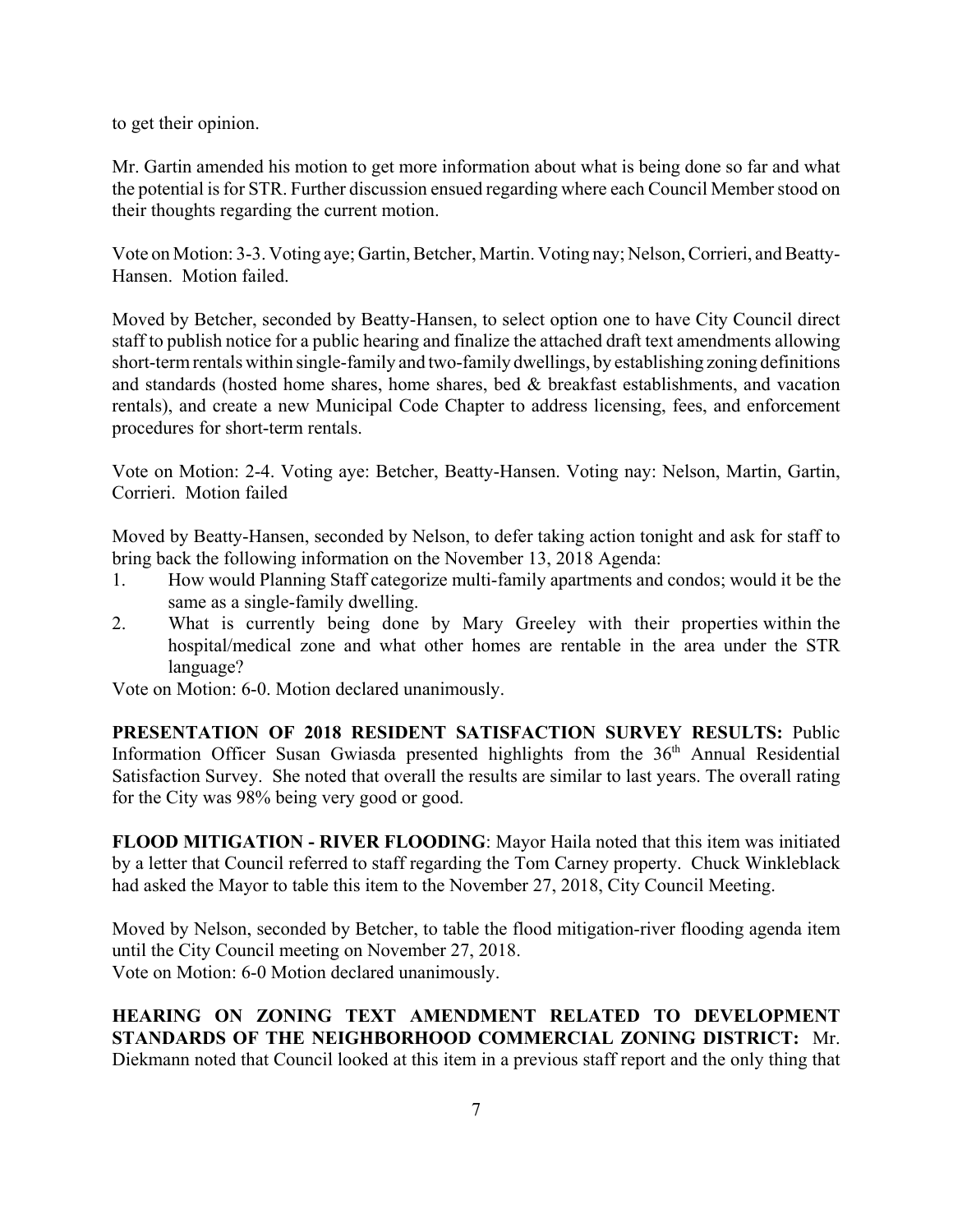to get their opinion.

Mr. Gartin amended his motion to get more information about what is being done so far and what the potential is for STR. Further discussion ensued regarding where each Council Member stood on their thoughts regarding the current motion.

Vote on Motion: 3-3. Voting aye; Gartin, Betcher, Martin. Voting nay; Nelson, Corrieri, and Beatty-Hansen. Motion failed.

Moved by Betcher, seconded by Beatty-Hansen, to select option one to have City Council direct staff to publish notice for a public hearing and finalize the attached draft text amendments allowing short-term rentals within single-family and two-family dwellings, by establishing zoning definitions and standards (hosted home shares, home shares, bed & breakfast establishments, and vacation rentals), and create a new Municipal Code Chapter to address licensing, fees, and enforcement procedures for short-term rentals.

Vote on Motion: 2-4. Voting aye: Betcher, Beatty-Hansen. Voting nay: Nelson, Martin, Gartin, Corrieri. Motion failed

Moved by Beatty-Hansen, seconded by Nelson, to defer taking action tonight and ask for staff to bring back the following information on the November 13, 2018 Agenda:

1. How would Planning Staff categorize multi-family apartments and condos; would it be the same as a single-family dwelling.
2. What is currently being done by Mary Greeley with their properties within the hospital/medical zone and what other homes are rentable in the area under the STR language?

Vote on Motion: 6-0. Motion declared unanimously.

**PRESENTATION OF 2018 RESIDENT SATISFACTION SURVEY RESULTS:** Public Information Officer Susan Gwiasda presented highlights from the 36th Annual Residential Satisfaction Survey. She noted that overall the results are similar to last years. The overall rating for the City was 98% being very good or good.

**FLOOD MITIGATION - RIVER FLOODING**: Mayor Haila noted that this item was initiated by a letter that Council referred to staff regarding the Tom Carney property. Chuck Winkleblack had asked the Mayor to table this item to the November 27, 2018, City Council Meeting.

Moved by Nelson, seconded by Betcher, to table the flood mitigation-river flooding agenda item until the City Council meeting on November 27, 2018.
Vote on Motion: 6-0 Motion declared unanimously.

**HEARING ON ZONING TEXT AMENDMENT RELATED TO DEVELOPMENT STANDARDS OF THE NEIGHBORHOOD COMMERCIAL ZONING DISTRICT:** Mr. Diekmann noted that Council looked at this item in a previous staff report and the only thing that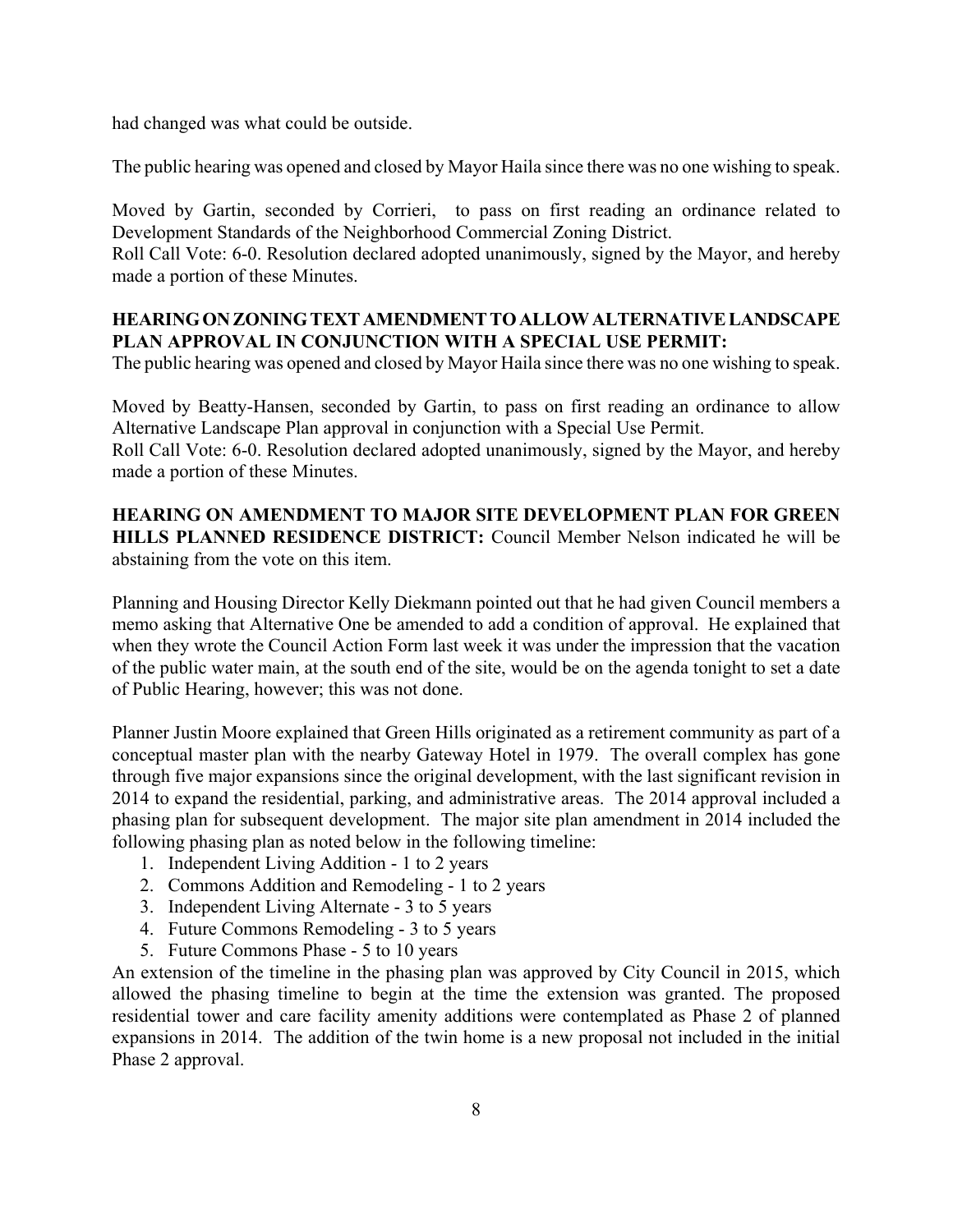had changed was what could be outside.

The public hearing was opened and closed by Mayor Haila since there was no one wishing to speak.

Moved by Gartin, seconded by Corrieri, to pass on first reading an ordinance related to Development Standards of the Neighborhood Commercial Zoning District.
Roll Call Vote: 6-0. Resolution declared adopted unanimously, signed by the Mayor, and hereby made a portion of these Minutes.

**HEARING ON ZONING TEXT AMENDMENT TO ALLOW ALTERNATIVE LANDSCAPE PLAN APPROVAL IN CONJUNCTION WITH A SPECIAL USE PERMIT:**
The public hearing was opened and closed by Mayor Haila since there was no one wishing to speak.

Moved by Beatty-Hansen, seconded by Gartin, to pass on first reading an ordinance to allow Alternative Landscape Plan approval in conjunction with a Special Use Permit.
Roll Call Vote: 6-0. Resolution declared adopted unanimously, signed by the Mayor, and hereby made a portion of these Minutes.

**HEARING ON AMENDMENT TO MAJOR SITE DEVELOPMENT PLAN FOR GREEN HILLS PLANNED RESIDENCE DISTRICT:** Council Member Nelson indicated he will be abstaining from the vote on this item.

Planning and Housing Director Kelly Diekmann pointed out that he had given Council members a memo asking that Alternative One be amended to add a condition of approval. He explained that when they wrote the Council Action Form last week it was under the impression that the vacation of the public water main, at the south end of the site, would be on the agenda tonight to set a date of Public Hearing, however; this was not done.

Planner Justin Moore explained that Green Hills originated as a retirement community as part of a conceptual master plan with the nearby Gateway Hotel in 1979. The overall complex has gone through five major expansions since the original development, with the last significant revision in 2014 to expand the residential, parking, and administrative areas. The 2014 approval included a phasing plan for subsequent development. The major site plan amendment in 2014 included the following phasing plan as noted below in the following timeline:

1. Independent Living Addition - 1 to 2 years
2. Commons Addition and Remodeling - 1 to 2 years
3. Independent Living Alternate - 3 to 5 years
4. Future Commons Remodeling - 3 to 5 years
5. Future Commons Phase - 5 to 10 years

An extension of the timeline in the phasing plan was approved by City Council in 2015, which allowed the phasing timeline to begin at the time the extension was granted. The proposed residential tower and care facility amenity additions were contemplated as Phase 2 of planned expansions in 2014. The addition of the twin home is a new proposal not included in the initial Phase 2 approval.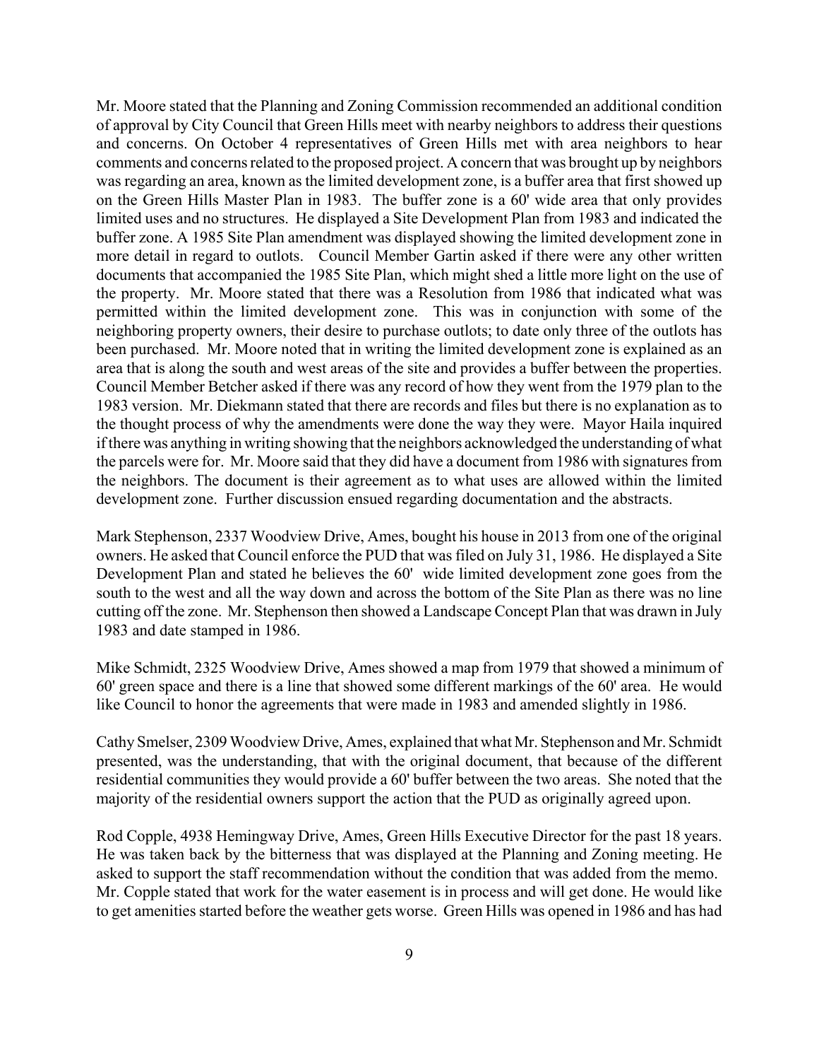Mr. Moore stated that the Planning and Zoning Commission recommended an additional condition of approval by City Council that Green Hills meet with nearby neighbors to address their questions and concerns. On October 4 representatives of Green Hills met with area neighbors to hear comments and concerns related to the proposed project. A concern that was brought up by neighbors was regarding an area, known as the limited development zone, is a buffer area that first showed up on the Green Hills Master Plan in 1983. The buffer zone is a 60' wide area that only provides limited uses and no structures. He displayed a Site Development Plan from 1983 and indicated the buffer zone. A 1985 Site Plan amendment was displayed showing the limited development zone in more detail in regard to outlots. Council Member Gartin asked if there were any other written documents that accompanied the 1985 Site Plan, which might shed a little more light on the use of the property. Mr. Moore stated that there was a Resolution from 1986 that indicated what was permitted within the limited development zone. This was in conjunction with some of the neighboring property owners, their desire to purchase outlots; to date only three of the outlots has been purchased. Mr. Moore noted that in writing the limited development zone is explained as an area that is along the south and west areas of the site and provides a buffer between the properties. Council Member Betcher asked if there was any record of how they went from the 1979 plan to the 1983 version. Mr. Diekmann stated that there are records and files but there is no explanation as to the thought process of why the amendments were done the way they were. Mayor Haila inquired if there was anything in writing showing that the neighbors acknowledged the understanding of what the parcels were for. Mr. Moore said that they did have a document from 1986 with signatures from the neighbors. The document is their agreement as to what uses are allowed within the limited development zone. Further discussion ensued regarding documentation and the abstracts.

Mark Stephenson, 2337 Woodview Drive, Ames, bought his house in 2013 from one of the original owners. He asked that Council enforce the PUD that was filed on July 31, 1986. He displayed a Site Development Plan and stated he believes the 60' wide limited development zone goes from the south to the west and all the way down and across the bottom of the Site Plan as there was no line cutting off the zone. Mr. Stephenson then showed a Landscape Concept Plan that was drawn in July 1983 and date stamped in 1986.

Mike Schmidt, 2325 Woodview Drive, Ames showed a map from 1979 that showed a minimum of 60' green space and there is a line that showed some different markings of the 60' area. He would like Council to honor the agreements that were made in 1983 and amended slightly in 1986.

Cathy Smelser, 2309 Woodview Drive, Ames, explained that what Mr. Stephenson and Mr. Schmidt presented, was the understanding, that with the original document, that because of the different residential communities they would provide a 60' buffer between the two areas. She noted that the majority of the residential owners support the action that the PUD as originally agreed upon.

Rod Copple, 4938 Hemingway Drive, Ames, Green Hills Executive Director for the past 18 years. He was taken back by the bitterness that was displayed at the Planning and Zoning meeting. He asked to support the staff recommendation without the condition that was added from the memo. Mr. Copple stated that work for the water easement is in process and will get done. He would like to get amenities started before the weather gets worse. Green Hills was opened in 1986 and has had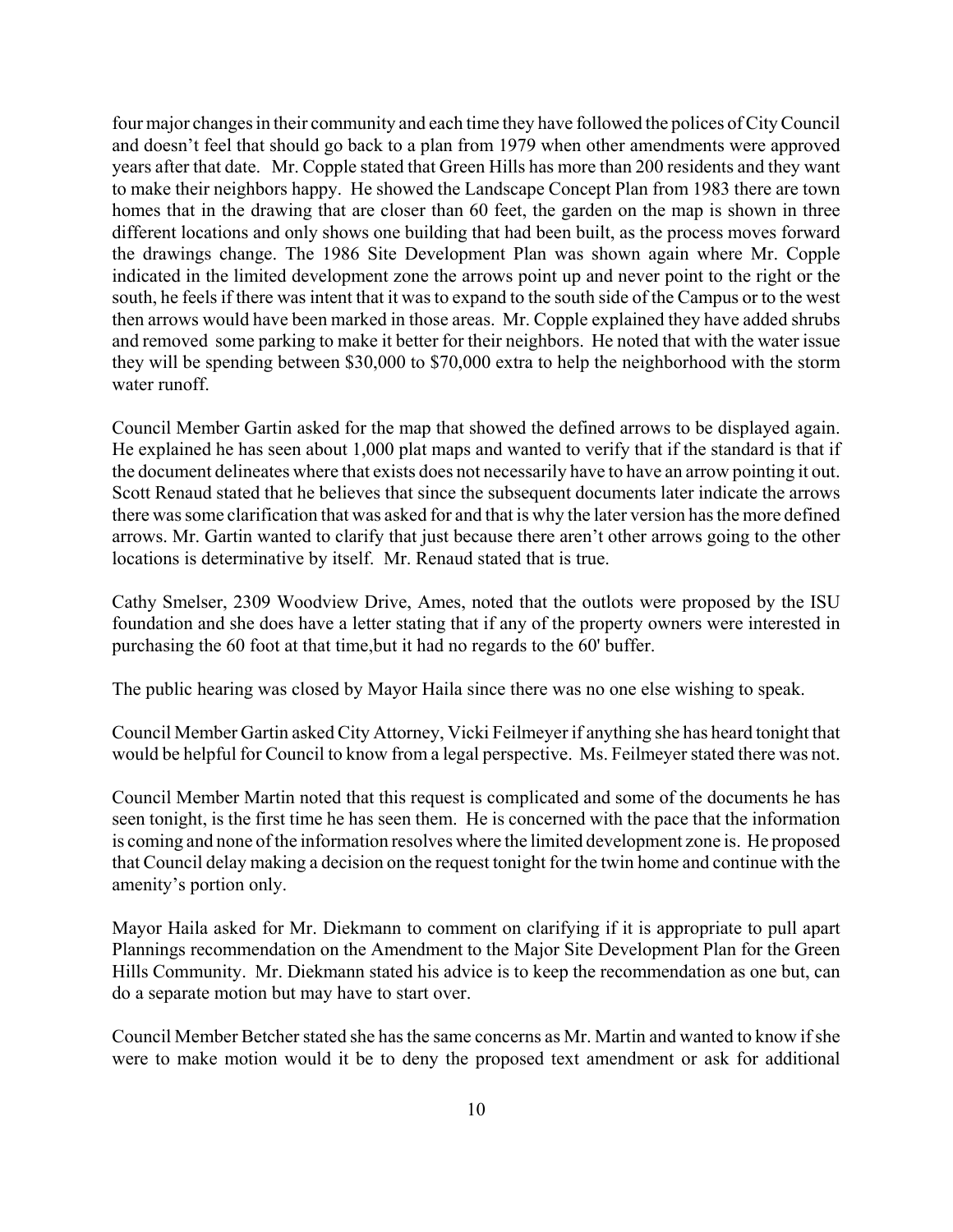four major changes in their community and each time they have followed the polices of City Council and doesn't feel that should go back to a plan from 1979 when other amendments were approved years after that date. Mr. Copple stated that Green Hills has more than 200 residents and they want to make their neighbors happy. He showed the Landscape Concept Plan from 1983 there are town homes that in the drawing that are closer than 60 feet, the garden on the map is shown in three different locations and only shows one building that had been built, as the process moves forward the drawings change. The 1986 Site Development Plan was shown again where Mr. Copple indicated in the limited development zone the arrows point up and never point to the right or the south, he feels if there was intent that it was to expand to the south side of the Campus or to the west then arrows would have been marked in those areas. Mr. Copple explained they have added shrubs and removed some parking to make it better for their neighbors. He noted that with the water issue they will be spending between $30,000 to $70,000 extra to help the neighborhood with the storm water runoff.

Council Member Gartin asked for the map that showed the defined arrows to be displayed again. He explained he has seen about 1,000 plat maps and wanted to verify that if the standard is that if the document delineates where that exists does not necessarily have to have an arrow pointing it out. Scott Renaud stated that he believes that since the subsequent documents later indicate the arrows there was some clarification that was asked for and that is why the later version has the more defined arrows. Mr. Gartin wanted to clarify that just because there aren't other arrows going to the other locations is determinative by itself. Mr. Renaud stated that is true.

Cathy Smelser, 2309 Woodview Drive, Ames, noted that the outlots were proposed by the ISU foundation and she does have a letter stating that if any of the property owners were interested in purchasing the 60 foot at that time,but it had no regards to the 60' buffer.

The public hearing was closed by Mayor Haila since there was no one else wishing to speak.

Council Member Gartin asked City Attorney, Vicki Feilmeyer if anything she has heard tonight that would be helpful for Council to know from a legal perspective. Ms. Feilmeyer stated there was not.

Council Member Martin noted that this request is complicated and some of the documents he has seen tonight, is the first time he has seen them. He is concerned with the pace that the information is coming and none of the information resolves where the limited development zone is. He proposed that Council delay making a decision on the request tonight for the twin home and continue with the amenity's portion only.

Mayor Haila asked for Mr. Diekmann to comment on clarifying if it is appropriate to pull apart Plannings recommendation on the Amendment to the Major Site Development Plan for the Green Hills Community. Mr. Diekmann stated his advice is to keep the recommendation as one but, can do a separate motion but may have to start over.

Council Member Betcher stated she has the same concerns as Mr. Martin and wanted to know if she were to make motion would it be to deny the proposed text amendment or ask for additional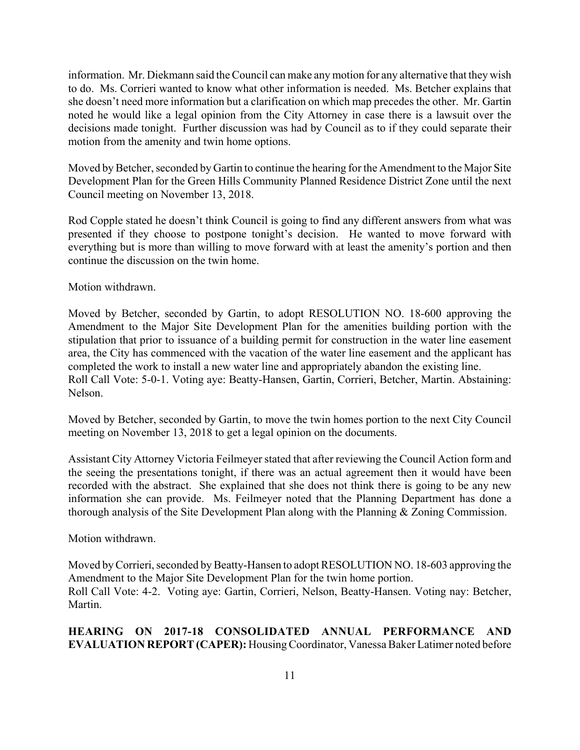information. Mr. Diekmann said the Council can make any motion for any alternative that they wish to do. Ms. Corrieri wanted to know what other information is needed. Ms. Betcher explains that she doesn't need more information but a clarification on which map precedes the other. Mr. Gartin noted he would like a legal opinion from the City Attorney in case there is a lawsuit over the decisions made tonight. Further discussion was had by Council as to if they could separate their motion from the amenity and twin home options.

Moved by Betcher, seconded by Gartin to continue the hearing for the Amendment to the Major Site Development Plan for the Green Hills Community Planned Residence District Zone until the next Council meeting on November 13, 2018.

Rod Copple stated he doesn't think Council is going to find any different answers from what was presented if they choose to postpone tonight's decision. He wanted to move forward with everything but is more than willing to move forward with at least the amenity's portion and then continue the discussion on the twin home.

Motion withdrawn.

Moved by Betcher, seconded by Gartin, to adopt RESOLUTION NO. 18-600 approving the Amendment to the Major Site Development Plan for the amenities building portion with the stipulation that prior to issuance of a building permit for construction in the water line easement area, the City has commenced with the vacation of the water line easement and the applicant has completed the work to install a new water line and appropriately abandon the existing line.
Roll Call Vote: 5-0-1. Voting aye: Beatty-Hansen, Gartin, Corrieri, Betcher, Martin. Abstaining: Nelson.

Moved by Betcher, seconded by Gartin, to move the twin homes portion to the next City Council meeting on November 13, 2018 to get a legal opinion on the documents.

Assistant City Attorney Victoria Feilmeyer stated that after reviewing the Council Action form and the seeing the presentations tonight, if there was an actual agreement then it would have been recorded with the abstract. She explained that she does not think there is going to be any new information she can provide. Ms. Feilmeyer noted that the Planning Department has done a thorough analysis of the Site Development Plan along with the Planning & Zoning Commission.

Motion withdrawn.

Moved by Corrieri, seconded by Beatty-Hansen to adopt RESOLUTION NO. 18-603 approving the Amendment to the Major Site Development Plan for the twin home portion.
Roll Call Vote: 4-2. Voting aye: Gartin, Corrieri, Nelson, Beatty-Hansen. Voting nay: Betcher, Martin.

**HEARING ON 2017-18 CONSOLIDATED ANNUAL PERFORMANCE AND EVALUATION REPORT (CAPER):** Housing Coordinator, Vanessa Baker Latimer noted before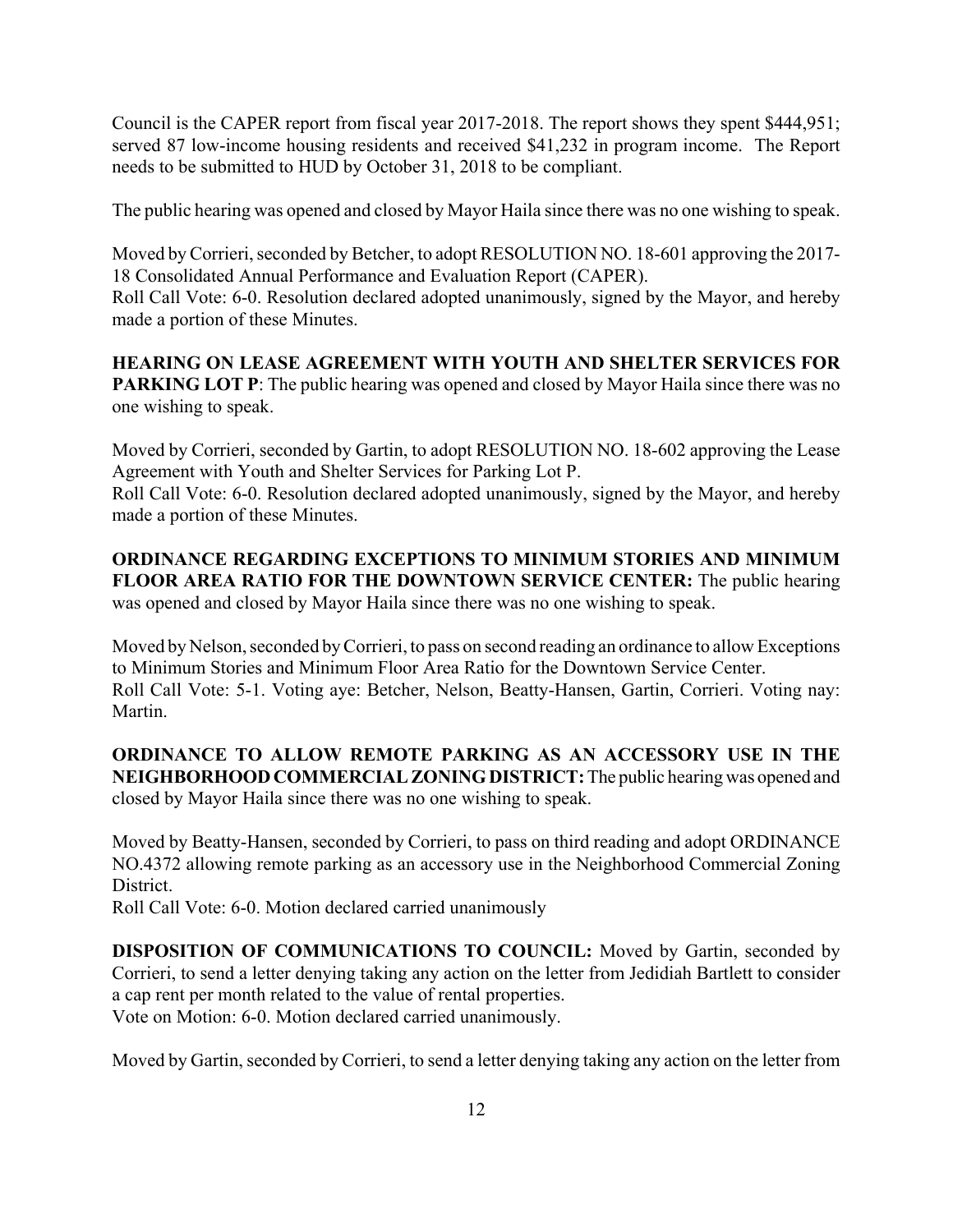Council is the CAPER report from fiscal year 2017-2018. The report shows they spent $444,951; served 87 low-income housing residents and received $41,232 in program income. The Report needs to be submitted to HUD by October 31, 2018 to be compliant.

The public hearing was opened and closed by Mayor Haila since there was no one wishing to speak.

Moved by Corrieri, seconded by Betcher, to adopt RESOLUTION NO. 18-601 approving the 2017-18 Consolidated Annual Performance and Evaluation Report (CAPER).
Roll Call Vote: 6-0. Resolution declared adopted unanimously, signed by the Mayor, and hereby made a portion of these Minutes.

**HEARING ON LEASE AGREEMENT WITH YOUTH AND SHELTER SERVICES FOR PARKING LOT P**: The public hearing was opened and closed by Mayor Haila since there was no one wishing to speak.

Moved by Corrieri, seconded by Gartin, to adopt RESOLUTION NO. 18-602 approving the Lease Agreement with Youth and Shelter Services for Parking Lot P.
Roll Call Vote: 6-0. Resolution declared adopted unanimously, signed by the Mayor, and hereby made a portion of these Minutes.

**ORDINANCE REGARDING EXCEPTIONS TO MINIMUM STORIES AND MINIMUM FLOOR AREA RATIO FOR THE DOWNTOWN SERVICE CENTER:** The public hearing was opened and closed by Mayor Haila since there was no one wishing to speak.

Moved by Nelson, seconded by Corrieri, to pass on second reading an ordinance to allow Exceptions to Minimum Stories and Minimum Floor Area Ratio for the Downtown Service Center.
Roll Call Vote: 5-1. Voting aye: Betcher, Nelson, Beatty-Hansen, Gartin, Corrieri. Voting nay: Martin.

**ORDINANCE TO ALLOW REMOTE PARKING AS AN ACCESSORY USE IN THE NEIGHBORHOOD COMMERCIAL ZONING DISTRICT:** The public hearing was opened and closed by Mayor Haila since there was no one wishing to speak.

Moved by Beatty-Hansen, seconded by Corrieri, to pass on third reading and adopt ORDINANCE NO.4372 allowing remote parking as an accessory use in the Neighborhood Commercial Zoning District.
Roll Call Vote: 6-0. Motion declared carried unanimously

**DISPOSITION OF COMMUNICATIONS TO COUNCIL:** Moved by Gartin, seconded by Corrieri, to send a letter denying taking any action on the letter from Jedidiah Bartlett to consider a cap rent per month related to the value of rental properties.
Vote on Motion: 6-0. Motion declared carried unanimously.

Moved by Gartin, seconded by Corrieri, to send a letter denying taking any action on the letter from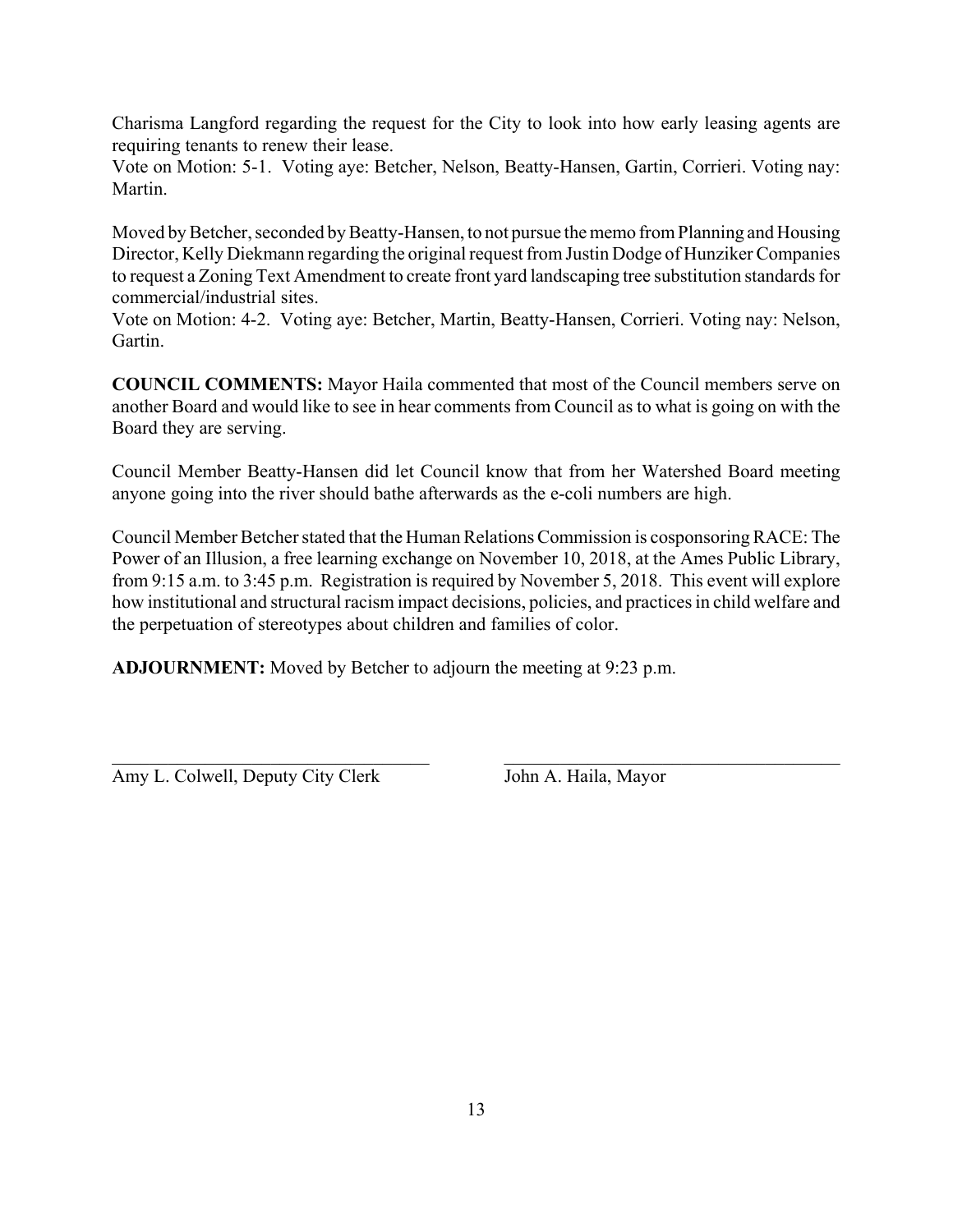Charisma Langford regarding the request for the City to look into how early leasing agents are requiring tenants to renew their lease.
Vote on Motion: 5-1. Voting aye: Betcher, Nelson, Beatty-Hansen, Gartin, Corrieri. Voting nay: Martin.

Moved by Betcher, seconded by Beatty-Hansen, to not pursue the memo from Planning and Housing Director, Kelly Diekmann regarding the original request from Justin Dodge of Hunziker Companies to request a Zoning Text Amendment to create front yard landscaping tree substitution standards for commercial/industrial sites.
Vote on Motion: 4-2. Voting aye: Betcher, Martin, Beatty-Hansen, Corrieri. Voting nay: Nelson, Gartin.

**COUNCIL COMMENTS:** Mayor Haila commented that most of the Council members serve on another Board and would like to see in hear comments from Council as to what is going on with the Board they are serving.

Council Member Beatty-Hansen did let Council know that from her Watershed Board meeting anyone going into the river should bathe afterwards as the e-coli numbers are high.

Council Member Betcher stated that the Human Relations Commission is cosponsoring RACE: The Power of an Illusion, a free learning exchange on November 10, 2018, at the Ames Public Library, from 9:15 a.m. to 3:45 p.m. Registration is required by November 5, 2018. This event will explore how institutional and structural racism impact decisions, policies, and practices in child welfare and the perpetuation of stereotypes about children and families of color.

**ADJOURNMENT:** Moved by Betcher to adjourn the meeting at 9:23 p.m.

\_\_\_\_\_\_\_\_\_\_\_\_\_\_\_\_\_\_\_\_\_\_\_\_\_\_\_\_\_\_\_\_\_\_\_\_
Amy L. Colwell, Deputy City Clerk

\_\_\_\_\_\_\_\_\_\_\_\_\_\_\_\_\_\_\_\_\_\_\_\_\_\_\_\_\_\_\_\_\_\_\_\_
John A. Haila, Mayor